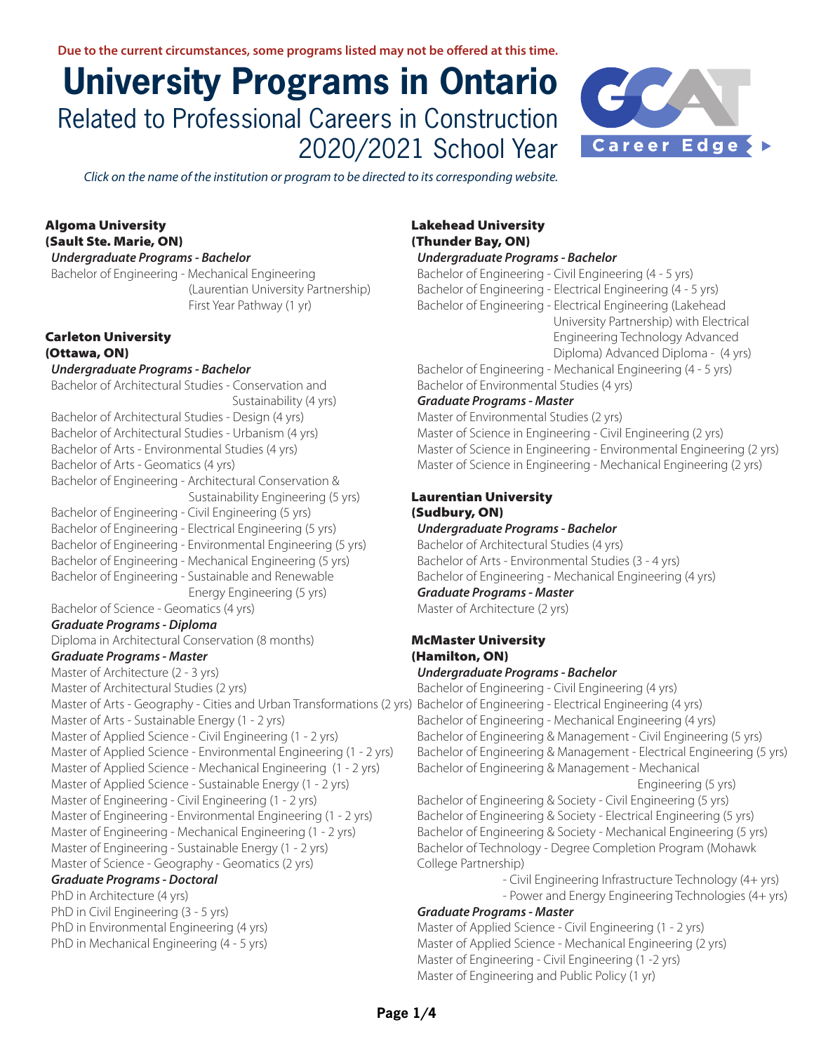Due to the current circumstances, some programs listed may not be offered at this time.

# University Programs in Ontario

## Related to Professional Careers in Construction 2020/2021 School Year

*Click on the name of the institution or program to be directed to its corresponding website.*

### Algoma University (Sault Ste. Marie, ON)

***Undergraduate Programs - Bachelor***

- Bachelor of Engineering - Mechanical Engineering (Laurentian University Partnership) First Year Pathway (1 yr)

### Carleton University (Ottawa, ON)

***Undergraduate Programs - Bachelor***

- Bachelor of Architectural Studies - Conservation and Sustainability (4 yrs)
- Bachelor of Architectural Studies - Design (4 yrs)
- Bachelor of Architectural Studies - Urbanism (4 yrs)
- Bachelor of Arts - Environmental Studies (4 yrs)
- Bachelor of Arts - Geomatics (4 yrs)
- Bachelor of Engineering - Architectural Conservation & Sustainability Engineering (5 yrs)
- Bachelor of Engineering - Civil Engineering (5 yrs)
- Bachelor of Engineering - Electrical Engineering (5 yrs)
- Bachelor of Engineering - Environmental Engineering (5 yrs)
- Bachelor of Engineering - Mechanical Engineering (5 yrs)
- Bachelor of Engineering - Sustainable and Renewable Energy Engineering (5 yrs)
- Bachelor of Science - Geomatics (4 yrs)

***Graduate Programs - Diploma***

- Diploma in Architectural Conservation (8 months)

***Graduate Programs - Master***

- Master of Architecture (2 - 3 yrs)
- Master of Architectural Studies (2 yrs)
- Master of Arts - Geography - Cities and Urban Transformations (2 yrs)
- Master of Arts - Sustainable Energy (1 - 2 yrs)
- Master of Applied Science - Civil Engineering (1 - 2 yrs)
- Master of Applied Science - Environmental Engineering (1 - 2 yrs)
- Master of Applied Science - Mechanical Engineering (1 - 2 yrs)
- Master of Applied Science - Sustainable Energy (1 - 2 yrs)
- Master of Engineering - Civil Engineering (1 - 2 yrs)
- Master of Engineering - Environmental Engineering (1 - 2 yrs)
- Master of Engineering - Mechanical Engineering (1 - 2 yrs)
- Master of Engineering - Sustainable Energy (1 - 2 yrs)
- Master of Science - Geography - Geomatics (2 yrs)

***Graduate Programs - Doctoral***

- PhD in Architecture (4 yrs)
- PhD in Civil Engineering (3 - 5 yrs)
- PhD in Environmental Engineering (4 yrs)
- PhD in Mechanical Engineering (4 - 5 yrs)

### Lakehead University (Thunder Bay, ON)

***Undergraduate Programs - Bachelor***

- Bachelor of Engineering - Civil Engineering (4 - 5 yrs)
- Bachelor of Engineering - Electrical Engineering (4 - 5 yrs)
- Bachelor of Engineering - Electrical Engineering (Lakehead University Partnership) with Electrical Engineering Technology Advanced Diploma) Advanced Diploma - (4 yrs)
- Bachelor of Engineering - Mechanical Engineering (4 - 5 yrs)
- Bachelor of Environmental Studies (4 yrs)

***Graduate Programs - Master***

- Master of Environmental Studies (2 yrs)
- Master of Science in Engineering - Civil Engineering (2 yrs)
- Master of Science in Engineering - Environmental Engineering (2 yrs)
- Master of Science in Engineering - Mechanical Engineering (2 yrs)

### Laurentian University (Sudbury, ON)

***Undergraduate Programs - Bachelor***

- Bachelor of Architectural Studies (4 yrs)
- Bachelor of Arts - Environmental Studies (3 - 4 yrs)
- Bachelor of Engineering - Mechanical Engineering (4 yrs)

***Graduate Programs - Master***

- Master of Architecture (2 yrs)

### McMaster University (Hamilton, ON)

***Undergraduate Programs - Bachelor***

- Bachelor of Engineering - Civil Engineering (4 yrs)
- Bachelor of Engineering - Electrical Engineering (4 yrs)
- Bachelor of Engineering - Mechanical Engineering (4 yrs)
- Bachelor of Engineering & Management - Civil Engineering (5 yrs)
- Bachelor of Engineering & Management - Electrical Engineering (5 yrs)
- Bachelor of Engineering & Management - Mechanical Engineering (5 yrs)
- Bachelor of Engineering & Society - Civil Engineering (5 yrs)
- Bachelor of Engineering & Society - Electrical Engineering (5 yrs)
- Bachelor of Engineering & Society - Mechanical Engineering (5 yrs)
- Bachelor of Technology - Degree Completion Program (Mohawk College Partnership)
  - Civil Engineering Infrastructure Technology (4+ yrs)
  - Power and Energy Engineering Technologies (4+ yrs)

***Graduate Programs - Master***

- Master of Applied Science - Civil Engineering (1 - 2 yrs)
- Master of Applied Science - Mechanical Engineering (2 yrs)
- Master of Engineering - Civil Engineering (1 -2 yrs)
- Master of Engineering and Public Policy (1 yr)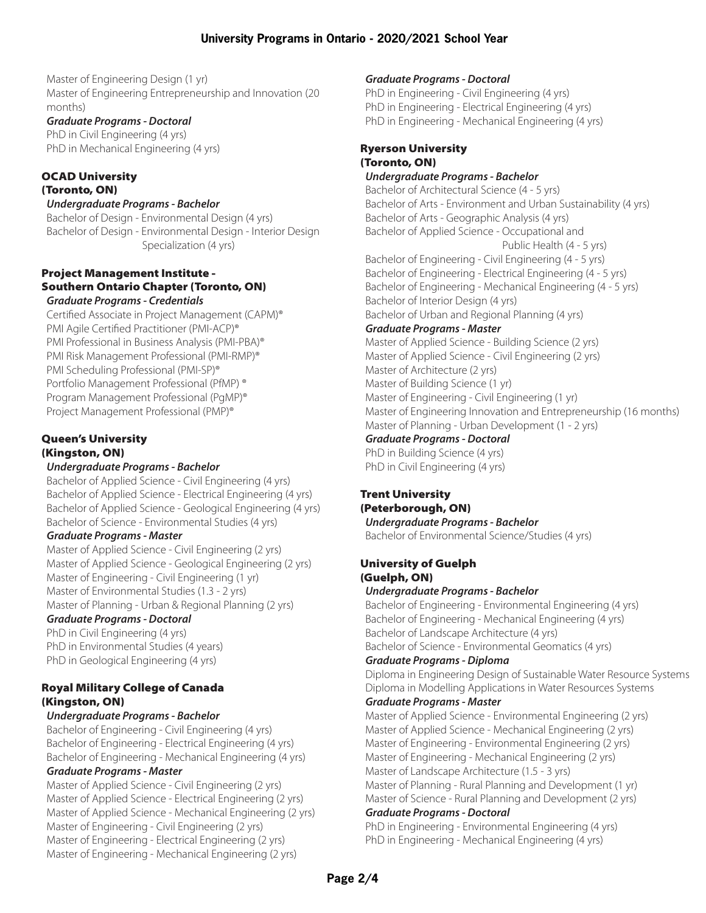Master of Engineering Design (1 yr)
Master of Engineering Entrepreneurship and Innovation (20 months)

***Graduate Programs - Doctoral***

PhD in Civil Engineering (4 yrs)
PhD in Mechanical Engineering (4 yrs)

## OCAD University (Toronto, ON)

***Undergraduate Programs - Bachelor***

Bachelor of Design - Environmental Design (4 yrs)
Bachelor of Design - Environmental Design - Interior Design Specialization (4 yrs)

## Project Management Institute – Southern Ontario Chapter (Toronto, ON)

***Graduate Programs - Credentials***

Certified Associate in Project Management (CAPM)®
PMI Agile Certified Practitioner (PMI-ACP)®
PMI Professional in Business Analysis (PMI-PBA)®
PMI Risk Management Professional (PMI-RMP)®
PMI Scheduling Professional (PMI-SP)®
Portfolio Management Professional (PfMP) ®
Program Management Professional (PgMP)®
Project Management Professional (PMP)®

## Queen's University (Kingston, ON)

***Undergraduate Programs - Bachelor***

Bachelor of Applied Science - Civil Engineering (4 yrs)
Bachelor of Applied Science - Electrical Engineering (4 yrs)
Bachelor of Applied Science - Geological Engineering (4 yrs)
Bachelor of Science - Environmental Studies (4 yrs)

***Graduate Programs - Master***

Master of Applied Science - Civil Engineering (2 yrs)
Master of Applied Science - Geological Engineering (2 yrs)
Master of Engineering - Civil Engineering (1 yr)
Master of Environmental Studies (1.3 - 2 yrs)
Master of Planning - Urban & Regional Planning (2 yrs)

***Graduate Programs - Doctoral***

PhD in Civil Engineering (4 yrs)
PhD in Environmental Studies (4 years)
PhD in Geological Engineering (4 yrs)

## Royal Military College of Canada (Kingston, ON)

***Undergraduate Programs - Bachelor***

Bachelor of Engineering - Civil Engineering (4 yrs)
Bachelor of Engineering - Electrical Engineering (4 yrs)
Bachelor of Engineering - Mechanical Engineering (4 yrs)

***Graduate Programs - Master***

Master of Applied Science - Civil Engineering (2 yrs)
Master of Applied Science - Electrical Engineering (2 yrs)
Master of Applied Science - Mechanical Engineering (2 yrs)
Master of Engineering - Civil Engineering (2 yrs)
Master of Engineering - Electrical Engineering (2 yrs)
Master of Engineering - Mechanical Engineering (2 yrs)

***Graduate Programs - Doctoral***

PhD in Engineering - Civil Engineering (4 yrs)
PhD in Engineering - Electrical Engineering (4 yrs)
PhD in Engineering - Mechanical Engineering (4 yrs)

## Ryerson University (Toronto, ON)

***Undergraduate Programs - Bachelor***

Bachelor of Architectural Science (4 - 5 yrs)
Bachelor of Arts - Environment and Urban Sustainability (4 yrs)
Bachelor of Arts - Geographic Analysis (4 yrs)
Bachelor of Applied Science - Occupational and Public Health (4 - 5 yrs)
Bachelor of Engineering - Civil Engineering (4 - 5 yrs)
Bachelor of Engineering - Electrical Engineering (4 - 5 yrs)
Bachelor of Engineering - Mechanical Engineering (4 - 5 yrs)
Bachelor of Interior Design (4 yrs)
Bachelor of Urban and Regional Planning (4 yrs)

***Graduate Programs - Master***

Master of Applied Science - Building Science (2 yrs)
Master of Applied Science - Civil Engineering (2 yrs)
Master of Architecture (2 yrs)
Master of Building Science (1 yr)
Master of Engineering - Civil Engineering (1 yr)
Master of Engineering Innovation and Entrepreneurship (16 months)
Master of Planning - Urban Development (1 - 2 yrs)

***Graduate Programs - Doctoral***

PhD in Building Science (4 yrs)
PhD in Civil Engineering (4 yrs)

## Trent University (Peterborough, ON)

***Undergraduate Programs - Bachelor***

Bachelor of Environmental Science/Studies (4 yrs)

## University of Guelph (Guelph, ON)

***Undergraduate Programs - Bachelor***

Bachelor of Engineering - Environmental Engineering (4 yrs)
Bachelor of Engineering - Mechanical Engineering (4 yrs)
Bachelor of Landscape Architecture (4 yrs)
Bachelor of Science - Environmental Geomatics (4 yrs)

***Graduate Programs - Diploma***

Diploma in Engineering Design of Sustainable Water Resource Systems
Diploma in Modelling Applications in Water Resources Systems

***Graduate Programs - Master***

Master of Applied Science - Environmental Engineering (2 yrs)
Master of Applied Science - Mechanical Engineering (2 yrs)
Master of Engineering - Environmental Engineering (2 yrs)
Master of Engineering - Mechanical Engineering (2 yrs)
Master of Landscape Architecture (1.5 - 3 yrs)
Master of Planning - Rural Planning and Development (1 yr)
Master of Science - Rural Planning and Development (2 yrs)

***Graduate Programs - Doctoral***

PhD in Engineering - Environmental Engineering (4 yrs)
PhD in Engineering - Mechanical Engineering (4 yrs)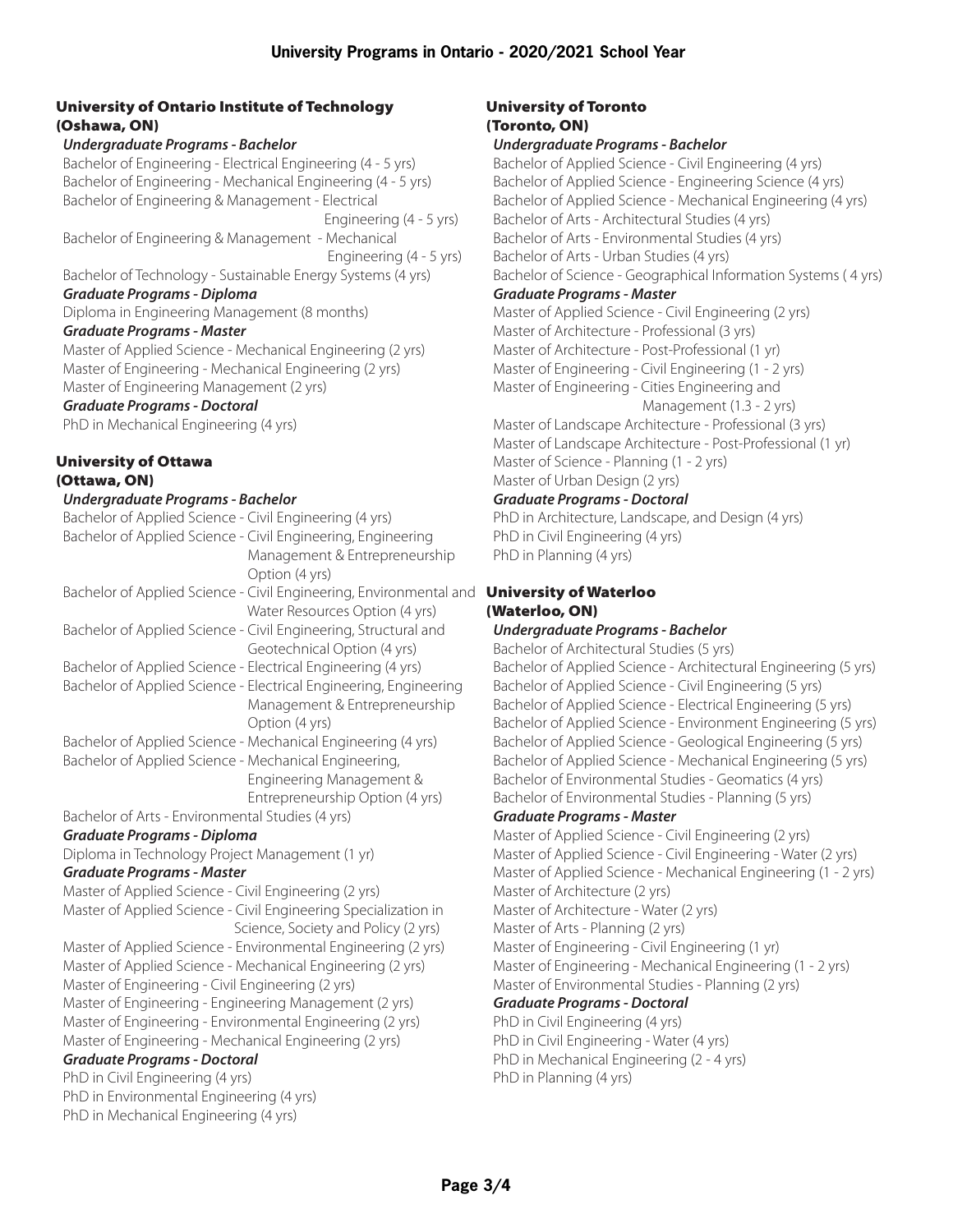# University Programs in Ontario - 2020/2021 School Year

## University of Ontario Institute of Technology (Oshawa, ON)

***Undergraduate Programs - Bachelor***

Bachelor of Engineering - Electrical Engineering (4 - 5 yrs)
Bachelor of Engineering - Mechanical Engineering (4 - 5 yrs)
Bachelor of Engineering & Management - Electrical Engineering (4 - 5 yrs)
Bachelor of Engineering & Management - Mechanical Engineering (4 - 5 yrs)
Bachelor of Technology - Sustainable Energy Systems (4 yrs)

***Graduate Programs - Diploma***

Diploma in Engineering Management (8 months)

***Graduate Programs - Master***

Master of Applied Science - Mechanical Engineering (2 yrs)
Master of Engineering - Mechanical Engineering (2 yrs)
Master of Engineering Management (2 yrs)

***Graduate Programs - Doctoral***

PhD in Mechanical Engineering (4 yrs)

## University of Ottawa (Ottawa, ON)

***Undergraduate Programs - Bachelor***

Bachelor of Applied Science - Civil Engineering (4 yrs)
Bachelor of Applied Science - Civil Engineering, Engineering Management & Entrepreneurship Option (4 yrs)
Bachelor of Applied Science - Civil Engineering, Environmental and Water Resources Option (4 yrs)
Bachelor of Applied Science - Civil Engineering, Structural and Geotechnical Option (4 yrs)
Bachelor of Applied Science - Electrical Engineering (4 yrs)
Bachelor of Applied Science - Electrical Engineering, Engineering Management & Entrepreneurship Option (4 yrs)
Bachelor of Applied Science - Mechanical Engineering (4 yrs)
Bachelor of Applied Science - Mechanical Engineering, Engineering Management & Entrepreneurship Option (4 yrs)
Bachelor of Arts - Environmental Studies (4 yrs)

***Graduate Programs - Diploma***

Diploma in Technology Project Management (1 yr)

***Graduate Programs - Master***

Master of Applied Science - Civil Engineering (2 yrs)
Master of Applied Science - Civil Engineering Specialization in Science, Society and Policy (2 yrs)
Master of Applied Science - Environmental Engineering (2 yrs)
Master of Applied Science - Mechanical Engineering (2 yrs)
Master of Engineering - Civil Engineering (2 yrs)
Master of Engineering - Engineering Management (2 yrs)
Master of Engineering - Environmental Engineering (2 yrs)
Master of Engineering - Mechanical Engineering (2 yrs)

***Graduate Programs - Doctoral***

PhD in Civil Engineering (4 yrs)
PhD in Environmental Engineering (4 yrs)
PhD in Mechanical Engineering (4 yrs)

## University of Toronto (Toronto, ON)

***Undergraduate Programs - Bachelor***

Bachelor of Applied Science - Civil Engineering (4 yrs)
Bachelor of Applied Science - Engineering Science (4 yrs)
Bachelor of Applied Science - Mechanical Engineering (4 yrs)
Bachelor of Arts - Architectural Studies (4 yrs)
Bachelor of Arts - Environmental Studies (4 yrs)
Bachelor of Arts - Urban Studies (4 yrs)
Bachelor of Science - Geographical Information Systems ( 4 yrs)

***Graduate Programs - Master***

Master of Applied Science - Civil Engineering (2 yrs)
Master of Architecture - Professional (3 yrs)
Master of Architecture - Post-Professional (1 yr)
Master of Engineering - Civil Engineering (1 - 2 yrs)
Master of Engineering - Cities Engineering and Management (1.3 - 2 yrs)
Master of Landscape Architecture - Professional (3 yrs)
Master of Landscape Architecture - Post-Professional (1 yr)
Master of Science - Planning (1 - 2 yrs)
Master of Urban Design (2 yrs)

***Graduate Programs - Doctoral***

PhD in Architecture, Landscape, and Design (4 yrs)
PhD in Civil Engineering (4 yrs)
PhD in Planning (4 yrs)

## University of Waterloo (Waterloo, ON)

***Undergraduate Programs - Bachelor***

Bachelor of Architectural Studies (5 yrs)
Bachelor of Applied Science - Architectural Engineering (5 yrs)
Bachelor of Applied Science - Civil Engineering (5 yrs)
Bachelor of Applied Science - Electrical Engineering (5 yrs)
Bachelor of Applied Science - Environment Engineering (5 yrs)
Bachelor of Applied Science - Geological Engineering (5 yrs)
Bachelor of Applied Science - Mechanical Engineering (5 yrs)
Bachelor of Environmental Studies - Geomatics (4 yrs)
Bachelor of Environmental Studies - Planning (5 yrs)

***Graduate Programs - Master***

Master of Applied Science - Civil Engineering (2 yrs)
Master of Applied Science - Civil Engineering - Water (2 yrs)
Master of Applied Science - Mechanical Engineering (1 - 2 yrs)
Master of Architecture (2 yrs)
Master of Architecture - Water (2 yrs)
Master of Arts - Planning (2 yrs)
Master of Engineering - Civil Engineering (1 yr)
Master of Engineering - Mechanical Engineering (1 - 2 yrs)
Master of Environmental Studies - Planning (2 yrs)

***Graduate Programs - Doctoral***

PhD in Civil Engineering (4 yrs)
PhD in Civil Engineering - Water (4 yrs)
PhD in Mechanical Engineering (2 - 4 yrs)
PhD in Planning (4 yrs)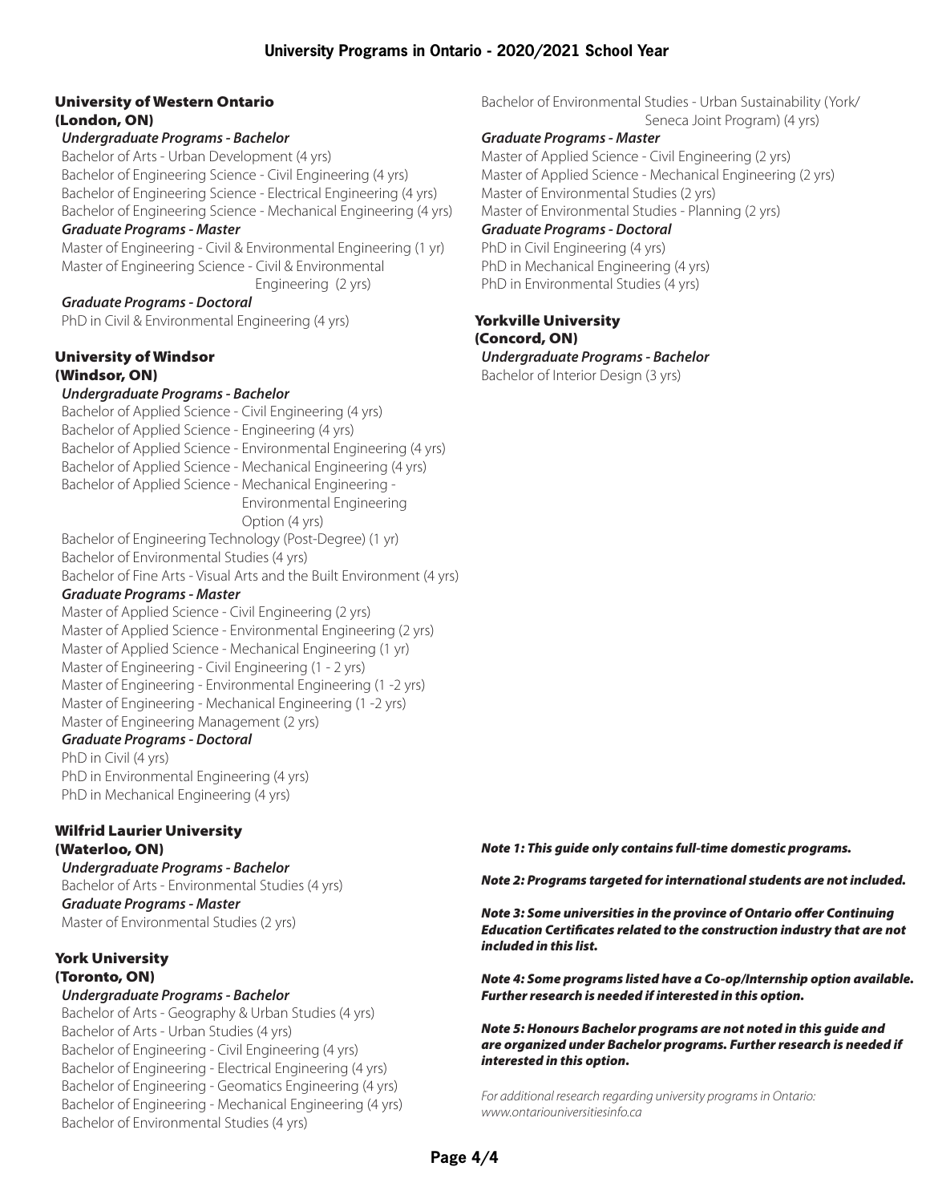## University of Western Ontario
## (London, ON)

***Undergraduate Programs - Bachelor***

Bachelor of Arts - Urban Development (4 yrs)
Bachelor of Engineering Science - Civil Engineering (4 yrs)
Bachelor of Engineering Science - Electrical Engineering (4 yrs)
Bachelor of Engineering Science - Mechanical Engineering (4 yrs)

***Graduate Programs - Master***

Master of Engineering - Civil & Environmental Engineering (1 yr)
Master of Engineering Science - Civil & Environmental Engineering (2 yrs)

***Graduate Programs - Doctoral***

PhD in Civil & Environmental Engineering (4 yrs)

## University of Windsor
## (Windsor, ON)

***Undergraduate Programs - Bachelor***

Bachelor of Applied Science - Civil Engineering (4 yrs)
Bachelor of Applied Science - Engineering (4 yrs)
Bachelor of Applied Science - Environmental Engineering (4 yrs)
Bachelor of Applied Science - Mechanical Engineering (4 yrs)
Bachelor of Applied Science - Mechanical Engineering - Environmental Engineering Option (4 yrs)
Bachelor of Engineering Technology (Post-Degree) (1 yr)
Bachelor of Environmental Studies (4 yrs)
Bachelor of Fine Arts - Visual Arts and the Built Environment (4 yrs)

***Graduate Programs - Master***

Master of Applied Science - Civil Engineering (2 yrs)
Master of Applied Science - Environmental Engineering (2 yrs)
Master of Applied Science - Mechanical Engineering (1 yr)
Master of Engineering - Civil Engineering (1 - 2 yrs)
Master of Engineering - Environmental Engineering (1 -2 yrs)
Master of Engineering - Mechanical Engineering (1 -2 yrs)
Master of Engineering Management (2 yrs)

***Graduate Programs - Doctoral***

PhD in Civil (4 yrs)
PhD in Environmental Engineering (4 yrs)
PhD in Mechanical Engineering (4 yrs)

## Wilfrid Laurier University
## (Waterloo, ON)

***Undergraduate Programs - Bachelor***

Bachelor of Arts - Environmental Studies (4 yrs)

***Graduate Programs - Master***

Master of Environmental Studies (2 yrs)

## York University
## (Toronto, ON)

***Undergraduate Programs - Bachelor***

Bachelor of Arts - Geography & Urban Studies (4 yrs)
Bachelor of Arts - Urban Studies (4 yrs)
Bachelor of Engineering - Civil Engineering (4 yrs)
Bachelor of Engineering - Electrical Engineering (4 yrs)
Bachelor of Engineering - Geomatics Engineering (4 yrs)
Bachelor of Engineering - Mechanical Engineering (4 yrs)
Bachelor of Environmental Studies (4 yrs)
Bachelor of Environmental Studies - Urban Sustainability (York/Seneca Joint Program) (4 yrs)

***Graduate Programs - Master***

Master of Applied Science - Civil Engineering (2 yrs)
Master of Applied Science - Mechanical Engineering (2 yrs)
Master of Environmental Studies (2 yrs)
Master of Environmental Studies - Planning (2 yrs)

***Graduate Programs - Doctoral***

PhD in Civil Engineering (4 yrs)
PhD in Mechanical Engineering (4 yrs)
PhD in Environmental Studies (4 yrs)

## Yorkville University
## (Concord, ON)

***Undergraduate Programs - Bachelor***

Bachelor of Interior Design (3 yrs)

***Note 1: This guide only contains full-time domestic programs.***

***Note 2: Programs targeted for international students are not included.***

***Note 3: Some universities in the province of Ontario offer Continuing Education Certificates related to the construction industry that are not included in this list.***

***Note 4: Some programs listed have a Co-op/Internship option available. Further research is needed if interested in this option.***

***Note 5: Honours Bachelor programs are not noted in this guide and are organized under Bachelor programs. Further research is needed if interested in this option.***

*For additional research regarding university programs in Ontario: www.ontariouniversitiesinfo.ca*